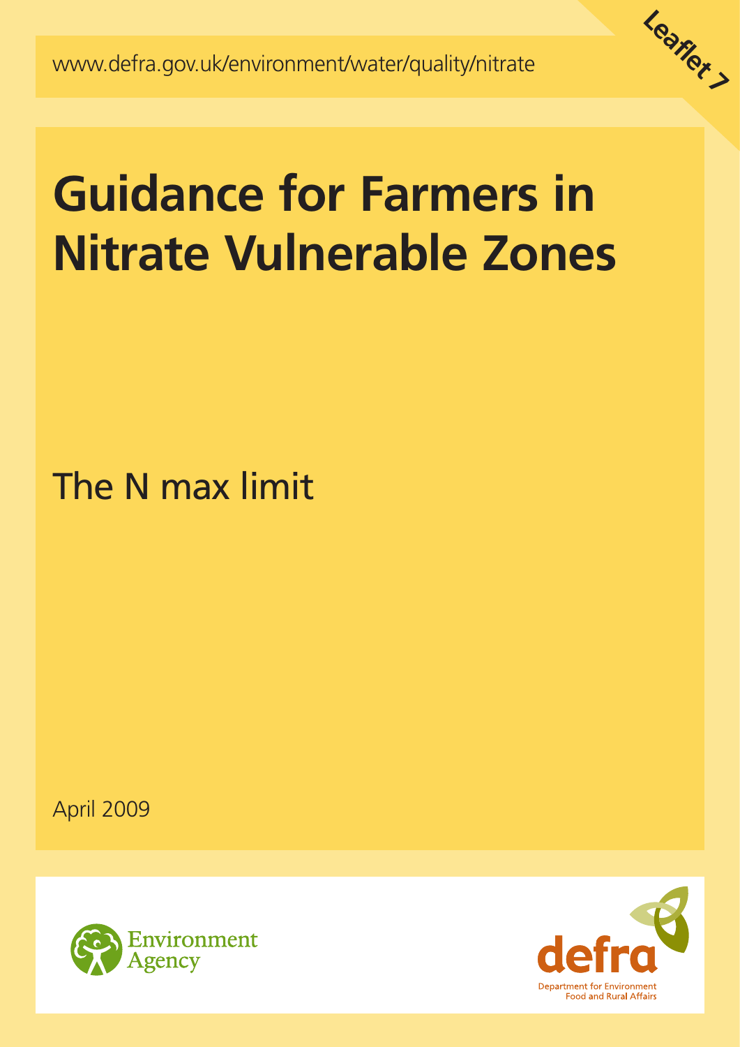www.defra.gov.uk/environment/water/quality/nitrate

Leaflet 7

# Guidance for Farmers in Nitrate Vulnerable Zones

## The N max limit

April 2009

Environment Agency

defra
Department for Environment Food and Rural Affairs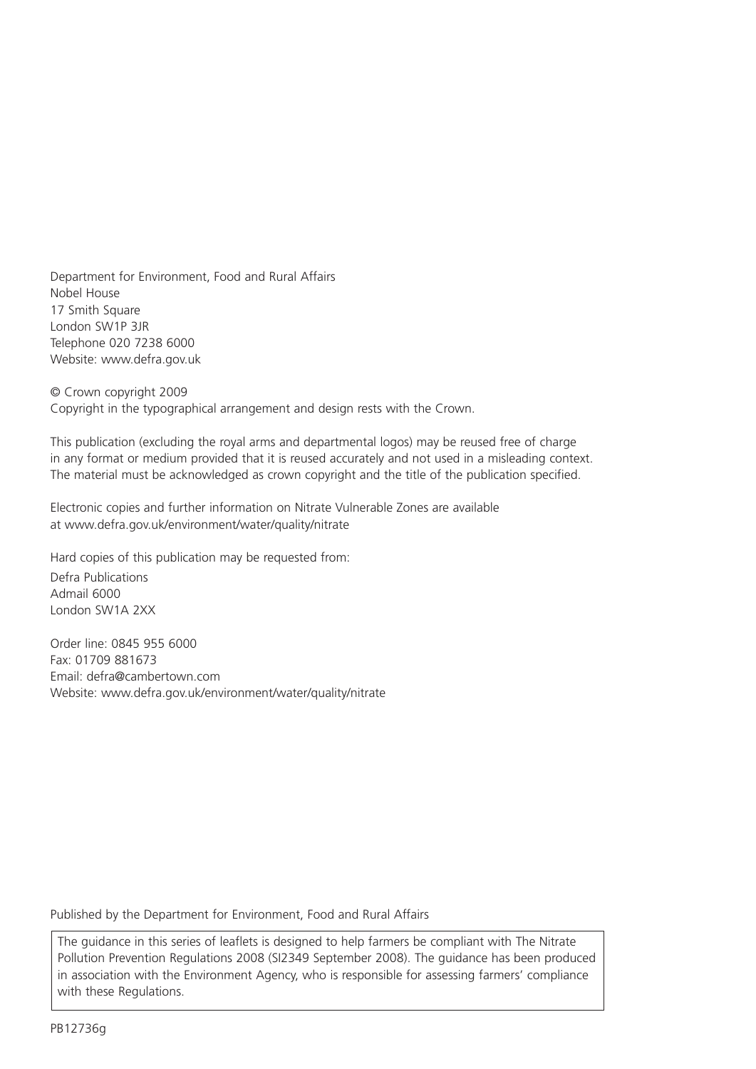Department for Environment, Food and Rural Affairs
Nobel House
17 Smith Square
London SW1P 3JR
Telephone 020 7238 6000
Website: www.defra.gov.uk

© Crown copyright 2009
Copyright in the typographical arrangement and design rests with the Crown.

This publication (excluding the royal arms and departmental logos) may be reused free of charge in any format or medium provided that it is reused accurately and not used in a misleading context. The material must be acknowledged as crown copyright and the title of the publication specified.

Electronic copies and further information on Nitrate Vulnerable Zones are available at www.defra.gov.uk/environment/water/quality/nitrate

Hard copies of this publication may be requested from:

Defra Publications
Admail 6000
London SW1A 2XX

Order line: 0845 955 6000
Fax: 01709 881673
Email: defra@cambertown.com
Website: www.defra.gov.uk/environment/water/quality/nitrate

Published by the Department for Environment, Food and Rural Affairs

The guidance in this series of leaflets is designed to help farmers be compliant with The Nitrate Pollution Prevention Regulations 2008 (SI2349 September 2008). The guidance has been produced in association with the Environment Agency, who is responsible for assessing farmers' compliance with these Regulations.

PB12736g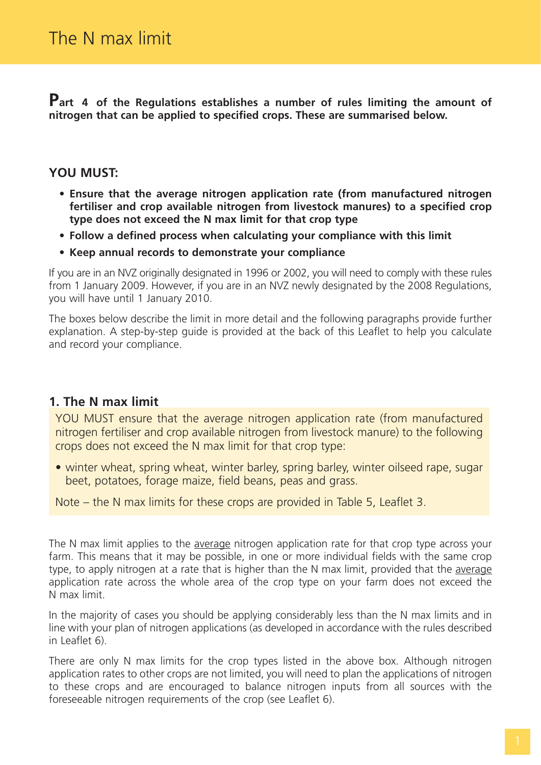# The N max limit

**Part 4 of the Regulations establishes a number of rules limiting the amount of nitrogen that can be applied to specified crops. These are summarised below.**

### YOU MUST:

- **Ensure that the average nitrogen application rate (from manufactured nitrogen fertiliser and crop available nitrogen from livestock manures) to a specified crop type does not exceed the N max limit for that crop type**
- **Follow a defined process when calculating your compliance with this limit**
- **Keep annual records to demonstrate your compliance**

If you are in an NVZ originally designated in 1996 or 2002, you will need to comply with these rules from 1 January 2009. However, if you are in an NVZ newly designated by the 2008 Regulations, you will have until 1 January 2010.

The boxes below describe the limit in more detail and the following paragraphs provide further explanation. A step-by-step guide is provided at the back of this Leaflet to help you calculate and record your compliance.

### 1. The N max limit

YOU MUST ensure that the average nitrogen application rate (from manufactured nitrogen fertiliser and crop available nitrogen from livestock manure) to the following crops does not exceed the N max limit for that crop type:

- winter wheat, spring wheat, winter barley, spring barley, winter oilseed rape, sugar beet, potatoes, forage maize, field beans, peas and grass.

Note – the N max limits for these crops are provided in Table 5, Leaflet 3.

The N max limit applies to the average nitrogen application rate for that crop type across your farm. This means that it may be possible, in one or more individual fields with the same crop type, to apply nitrogen at a rate that is higher than the N max limit, provided that the average application rate across the whole area of the crop type on your farm does not exceed the N max limit.

In the majority of cases you should be applying considerably less than the N max limits and in line with your plan of nitrogen applications (as developed in accordance with the rules described in Leaflet 6).

There are only N max limits for the crop types listed in the above box. Although nitrogen application rates to other crops are not limited, you will need to plan the applications of nitrogen to these crops and are encouraged to balance nitrogen inputs from all sources with the foreseeable nitrogen requirements of the crop (see Leaflet 6).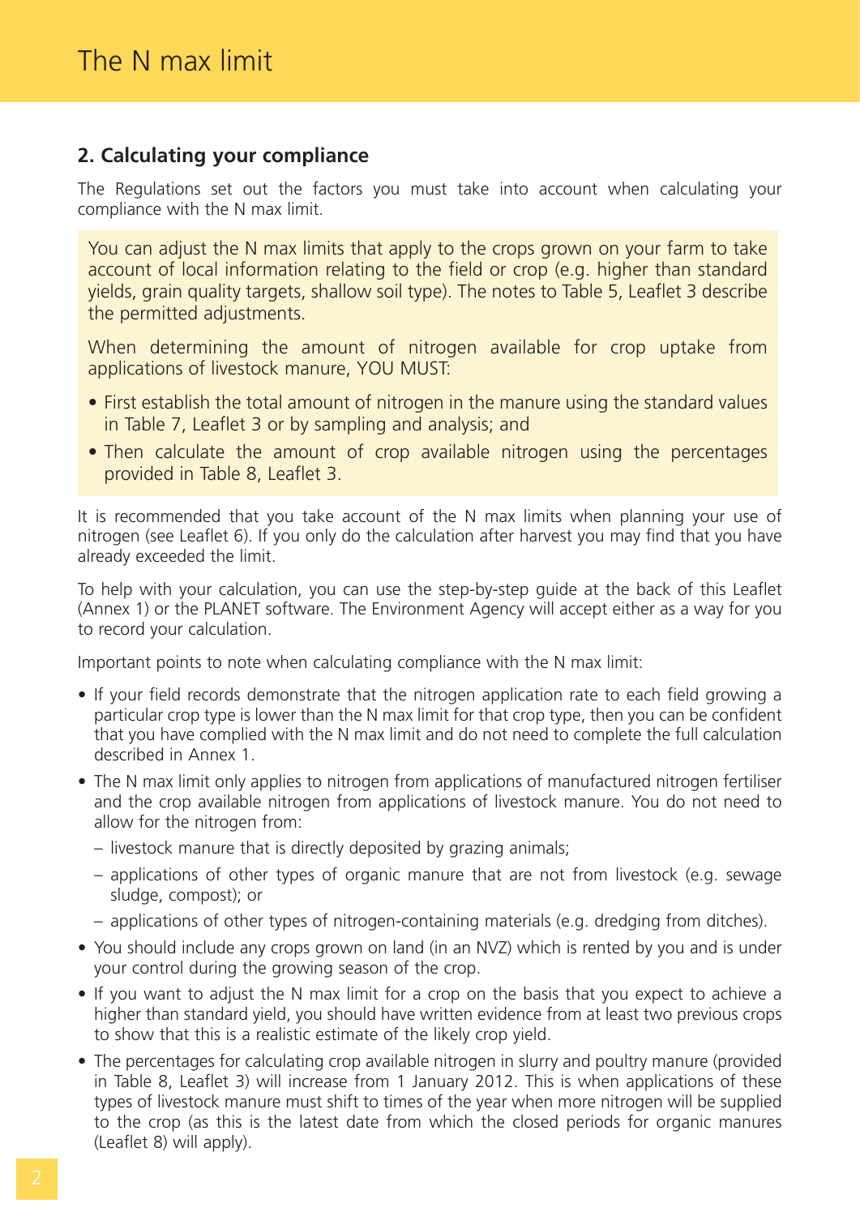# The N max limit

## 2. Calculating your compliance

The Regulations set out the factors you must take into account when calculating your compliance with the N max limit.

You can adjust the N max limits that apply to the crops grown on your farm to take account of local information relating to the field or crop (e.g. higher than standard yields, grain quality targets, shallow soil type). The notes to Table 5, Leaflet 3 describe the permitted adjustments.

When determining the amount of nitrogen available for crop uptake from applications of livestock manure, YOU MUST:

- First establish the total amount of nitrogen in the manure using the standard values in Table 7, Leaflet 3 or by sampling and analysis; and
- Then calculate the amount of crop available nitrogen using the percentages provided in Table 8, Leaflet 3.

It is recommended that you take account of the N max limits when planning your use of nitrogen (see Leaflet 6). If you only do the calculation after harvest you may find that you have already exceeded the limit.

To help with your calculation, you can use the step-by-step guide at the back of this Leaflet (Annex 1) or the PLANET software. The Environment Agency will accept either as a way for you to record your calculation.

Important points to note when calculating compliance with the N max limit:

- If your field records demonstrate that the nitrogen application rate to each field growing a particular crop type is lower than the N max limit for that crop type, then you can be confident that you have complied with the N max limit and do not need to complete the full calculation described in Annex 1.
- The N max limit only applies to nitrogen from applications of manufactured nitrogen fertiliser and the crop available nitrogen from applications of livestock manure. You do not need to allow for the nitrogen from:
  - livestock manure that is directly deposited by grazing animals;
  - applications of other types of organic manure that are not from livestock (e.g. sewage sludge, compost); or
  - applications of other types of nitrogen-containing materials (e.g. dredging from ditches).
- You should include any crops grown on land (in an NVZ) which is rented by you and is under your control during the growing season of the crop.
- If you want to adjust the N max limit for a crop on the basis that you expect to achieve a higher than standard yield, you should have written evidence from at least two previous crops to show that this is a realistic estimate of the likely crop yield.
- The percentages for calculating crop available nitrogen in slurry and poultry manure (provided in Table 8, Leaflet 3) will increase from 1 January 2012. This is when applications of these types of livestock manure must shift to times of the year when more nitrogen will be supplied to the crop (as this is the latest date from which the closed periods for organic manures (Leaflet 8) will apply).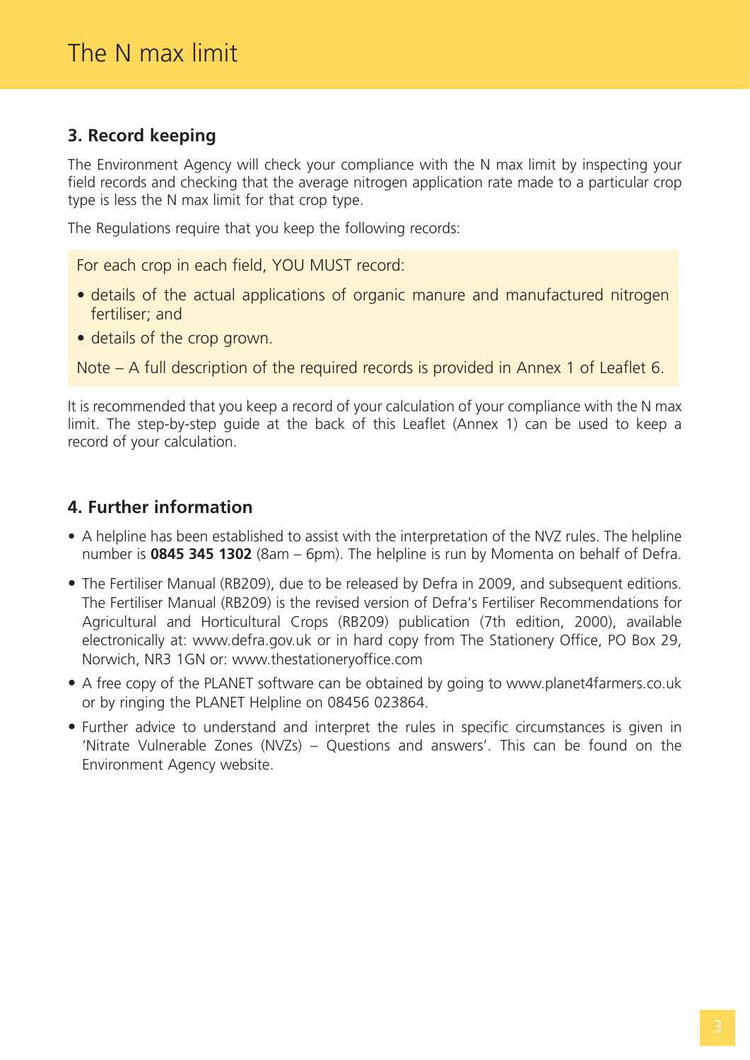## 3. Record keeping

The Environment Agency will check your compliance with the N max limit by inspecting your field records and checking that the average nitrogen application rate made to a particular crop type is less the N max limit for that crop type.

The Regulations require that you keep the following records:

For each crop in each field, YOU MUST record:

- details of the actual applications of organic manure and manufactured nitrogen fertiliser; and
- details of the crop grown.

Note – A full description of the required records is provided in Annex 1 of Leaflet 6.

It is recommended that you keep a record of your calculation of your compliance with the N max limit. The step-by-step guide at the back of this Leaflet (Annex 1) can be used to keep a record of your calculation.

## 4. Further information

- A helpline has been established to assist with the interpretation of the NVZ rules. The helpline number is **0845 345 1302** (8am – 6pm). The helpline is run by Momenta on behalf of Defra.
- The Fertiliser Manual (RB209), due to be released by Defra in 2009, and subsequent editions. The Fertiliser Manual (RB209) is the revised version of Defra's Fertiliser Recommendations for Agricultural and Horticultural Crops (RB209) publication (7th edition, 2000), available electronically at: www.defra.gov.uk or in hard copy from The Stationery Office, PO Box 29, Norwich, NR3 1GN or: www.thestationeryoffice.com
- A free copy of the PLANET software can be obtained by going to www.planet4farmers.co.uk or by ringing the PLANET Helpline on 08456 023864.
- Further advice to understand and interpret the rules in specific circumstances is given in 'Nitrate Vulnerable Zones (NVZs) – Questions and answers'. This can be found on the Environment Agency website.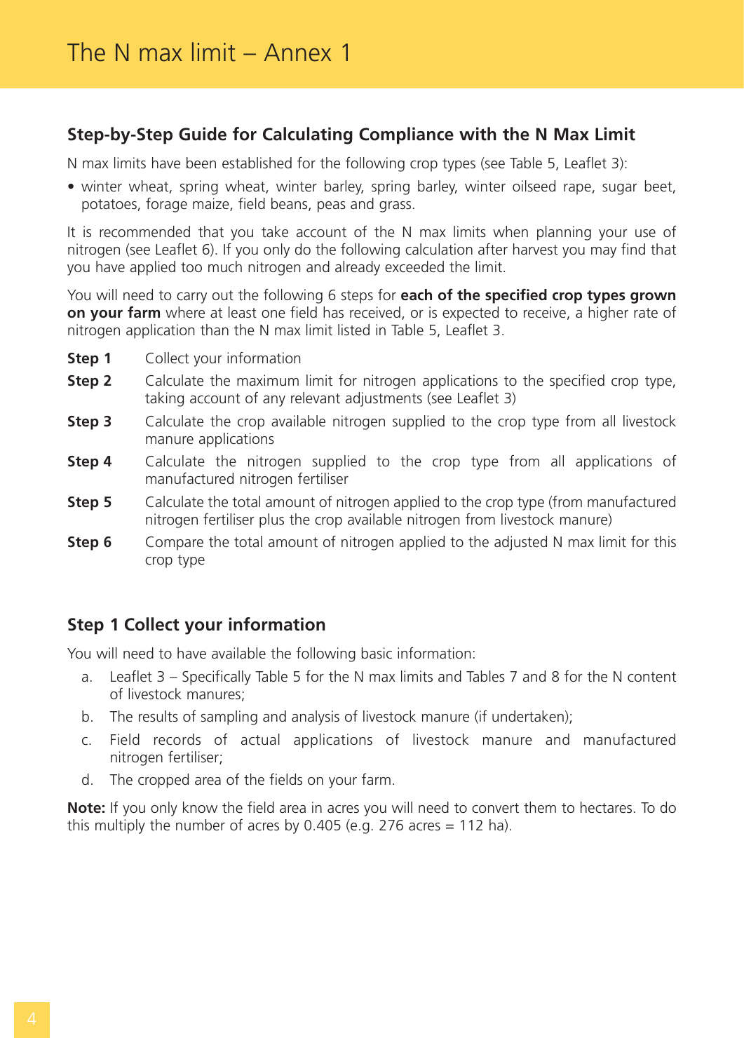# The N max limit – Annex 1

## Step-by-Step Guide for Calculating Compliance with the N Max Limit

N max limits have been established for the following crop types (see Table 5, Leaflet 3):

- winter wheat, spring wheat, winter barley, spring barley, winter oilseed rape, sugar beet, potatoes, forage maize, field beans, peas and grass.

It is recommended that you take account of the N max limits when planning your use of nitrogen (see Leaflet 6). If you only do the following calculation after harvest you may find that you have applied too much nitrogen and already exceeded the limit.

You will need to carry out the following 6 steps for **each of the specified crop types grown on your farm** where at least one field has received, or is expected to receive, a higher rate of nitrogen application than the N max limit listed in Table 5, Leaflet 3.

**Step 1** Collect your information

**Step 2** Calculate the maximum limit for nitrogen applications to the specified crop type, taking account of any relevant adjustments (see Leaflet 3)

**Step 3** Calculate the crop available nitrogen supplied to the crop type from all livestock manure applications

**Step 4** Calculate the nitrogen supplied to the crop type from all applications of manufactured nitrogen fertiliser

**Step 5** Calculate the total amount of nitrogen applied to the crop type (from manufactured nitrogen fertiliser plus the crop available nitrogen from livestock manure)

**Step 6** Compare the total amount of nitrogen applied to the adjusted N max limit for this crop type

## Step 1 Collect your information

You will need to have available the following basic information:

a. Leaflet 3 – Specifically Table 5 for the N max limits and Tables 7 and 8 for the N content of livestock manures;

b. The results of sampling and analysis of livestock manure (if undertaken);

c. Field records of actual applications of livestock manure and manufactured nitrogen fertiliser;

d. The cropped area of the fields on your farm.

**Note:** If you only know the field area in acres you will need to convert them to hectares. To do this multiply the number of acres by 0.405 (e.g. 276 acres = 112 ha).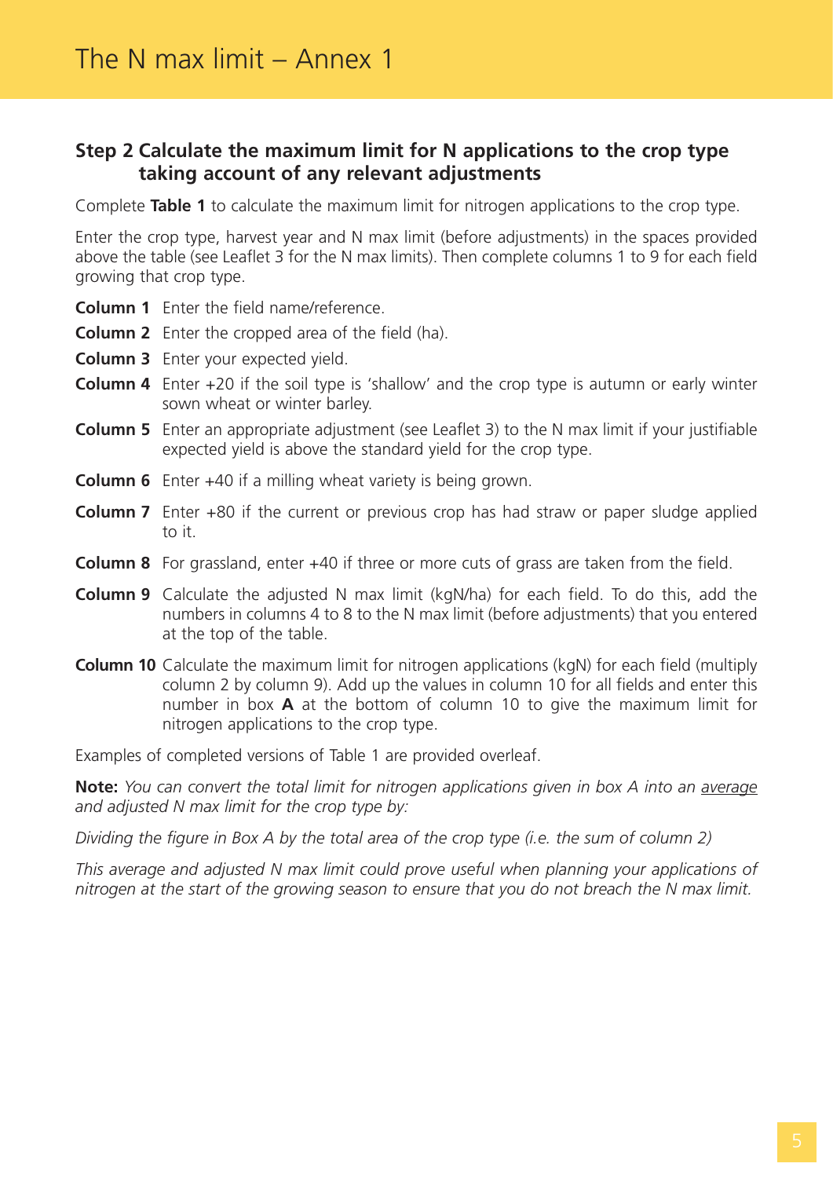# The N max limit – Annex 1

## Step 2 Calculate the maximum limit for N applications to the crop type taking account of any relevant adjustments

Complete **Table 1** to calculate the maximum limit for nitrogen applications to the crop type.

Enter the crop type, harvest year and N max limit (before adjustments) in the spaces provided above the table (see Leaflet 3 for the N max limits). Then complete columns 1 to 9 for each field growing that crop type.

**Column 1** Enter the field name/reference.

**Column 2** Enter the cropped area of the field (ha).

**Column 3** Enter your expected yield.

**Column 4** Enter +20 if the soil type is 'shallow' and the crop type is autumn or early winter sown wheat or winter barley.

**Column 5** Enter an appropriate adjustment (see Leaflet 3) to the N max limit if your justifiable expected yield is above the standard yield for the crop type.

**Column 6** Enter +40 if a milling wheat variety is being grown.

**Column 7** Enter +80 if the current or previous crop has had straw or paper sludge applied to it.

**Column 8** For grassland, enter +40 if three or more cuts of grass are taken from the field.

**Column 9** Calculate the adjusted N max limit (kgN/ha) for each field. To do this, add the numbers in columns 4 to 8 to the N max limit (before adjustments) that you entered at the top of the table.

**Column 10** Calculate the maximum limit for nitrogen applications (kgN) for each field (multiply column 2 by column 9). Add up the values in column 10 for all fields and enter this number in box **A** at the bottom of column 10 to give the maximum limit for nitrogen applications to the crop type.

Examples of completed versions of Table 1 are provided overleaf.

**Note:** *You can convert the total limit for nitrogen applications given in box A into an average and adjusted N max limit for the crop type by:*

*Dividing the figure in Box A by the total area of the crop type (i.e. the sum of column 2)*

*This average and adjusted N max limit could prove useful when planning your applications of nitrogen at the start of the growing season to ensure that you do not breach the N max limit.*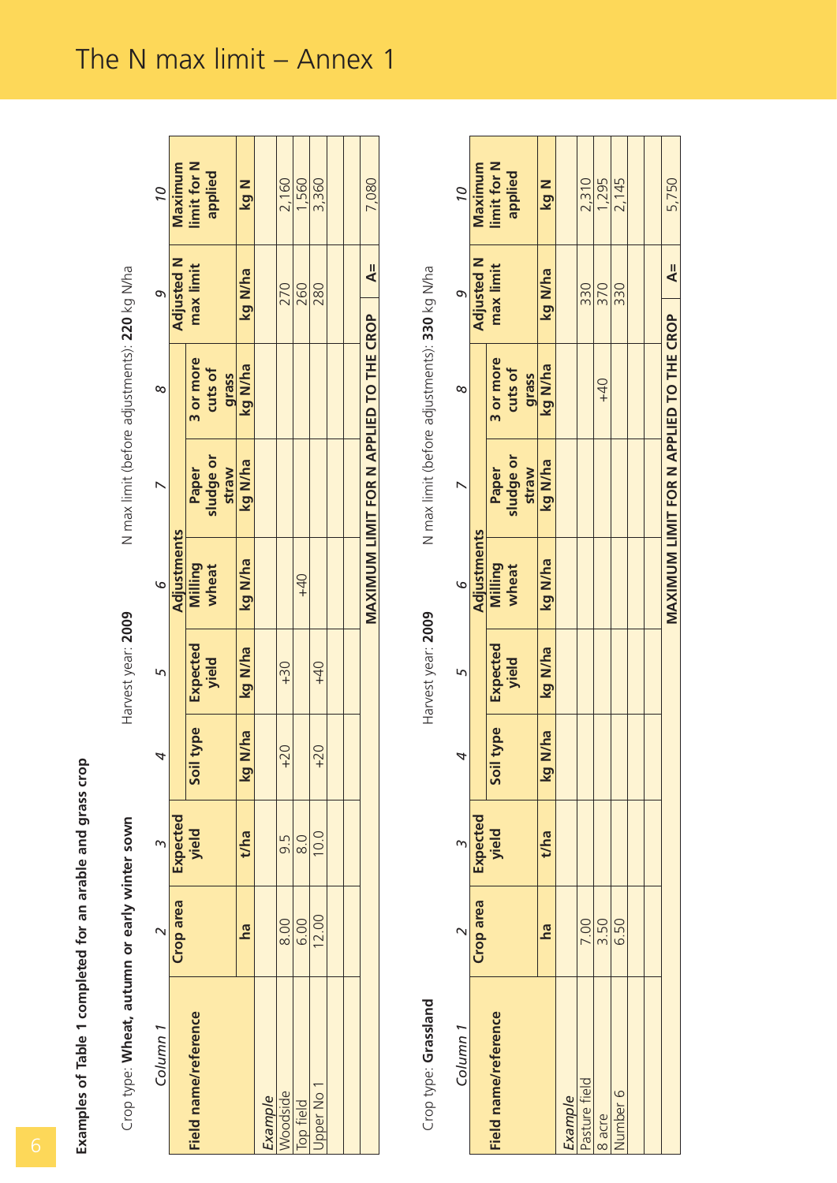## Examples of Table 1 completed for an arable and grass crop

Crop type: **Wheat, autumn or early winter sown**  Harvest year: **2009**  N max limit (before adjustments): **220** kg N/ha

| *Column 1* | *2* | *3* | *4* | *5* | *6* | *7* | *8* | *9* | *10* |
|---|---|---|---|---|---|---|---|---|---|
| | | | Adjustments | | | | | | |
| **Field name/reference** | **Crop area** | **Expected yield** | **Soil type** | **Expected yield** | **Milling wheat** | **Paper sludge or straw** | **3 or more cuts of grass** | **Adjusted N max limit** | **Maximum limit for N applied** |
| | **ha** | **t/ha** | **kg N/ha** | **kg N/ha** | **kg N/ha** | **kg N/ha** | **kg N/ha** | **kg N/ha** | **kg N** |
| *Example* | | | | | | | | | |
| Woodside | 8.00 | 9.5 | +20 | +30 | | | | 270 | 2,160 |
| Top field | 6.00 | 8.0 | | | +40 | | | 260 | 1,560 |
| Upper No 1 | 12.00 | 10.0 | +20 | +40 | | | | 280 | 3,360 |
| | | | | | | | | | |
| | | | | | | | | | |
| | | | | | **MAXIMUM LIMIT FOR N APPLIED TO THE CROP** | | | **A=** | 7,080 |

Crop type: **Grassland**  Harvest year: **2009**  N max limit (before adjustments): **330** kg N/ha

| *Column 1* | *2* | *3* | *4* | *5* | *6* | *7* | *8* | *9* | *10* |
|---|---|---|---|---|---|---|---|---|---|
| | | | Adjustments | | | | | | |
| **Field name/reference** | **Crop area** | **Expected yield** | **Soil type** | **Expected yield** | **Milling wheat** | **Paper sludge or straw** | **3 or more cuts of grass** | **Adjusted N max limit** | **Maximum limit for N applied** |
| | **ha** | **t/ha** | **kg N/ha** | **kg N/ha** | **kg N/ha** | **kg N/ha** | **kg N/ha** | **kg N/ha** | **kg N** |
| *Example* | | | | | | | | | |
| Pasture field | 7.00 | | | | | | | 330 | 2,310 |
| 8 acre | 3.50 | | | | | | +40 | 370 | 1,295 |
| Number 6 | 6.50 | | | | | | | 330 | 2,145 |
| | | | | | | | | | |
| | | | | | | | | | |
| | | | | | **MAXIMUM LIMIT FOR N APPLIED TO THE CROP** | | | **A=** | 5,750 |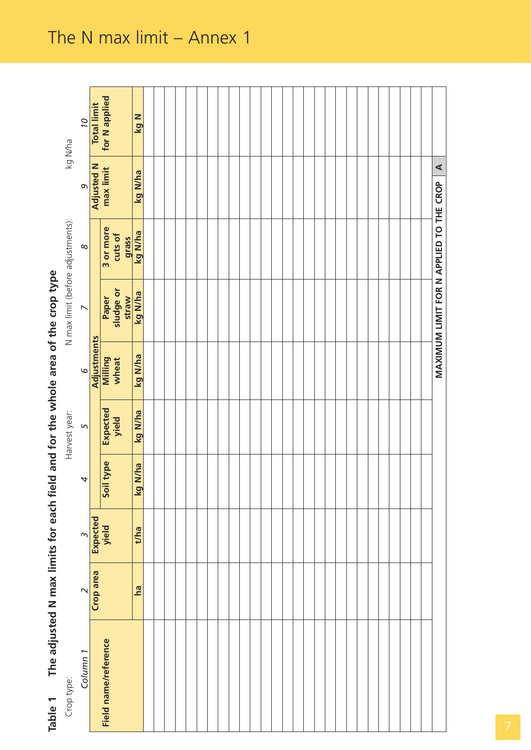# The N max limit – Annex 1

**Table 1 The adjusted N max limits for each field and for the whole area of the crop type**

Crop type: Harvest year: N max limit (before adjustments): kg N/ha

| Column 1 | 2 | 3 | 4 | 5 | 6 | 7 | 8 | 9 | 10 |
|---|---|---|---|---|---|---|---|---|---|
| **Field name/reference** | **Crop area** | **Expected yield** | **Adjustments** | | | | | **Adjusted N max limit** | **Total limit for N applied** |
| | | | **Soil type** | **Expected yield** | **Milling wheat** | **Paper sludge or straw** | **3 or more cuts of grass** | | |
| | **ha** | **t/ha** | **kg N/ha** | **kg N/ha** | **kg N/ha** | **kg N/ha** | **kg N/ha** | **kg N/ha** | **kg N** |
| | | | | | | | | | |
| | | | | | | | | | |
| | | | | | | | | | |
| | | | | | | | | | |
| | | | | | | | | | |
| | | | | | | | | | |
| | | | | | | | | | |
| | | | | | | | | | |
| | | | | | | | | | |
| | | | | | | | | | |
| | | | | | | | | | |
| | | | | | | | | | |
| | | | | | | | | | |
| | | | | | | | | | |
| | | | | | | | | | |
| | | | | | | | | | |
| | | | | | | | | | |
| | | | | | | | | | |
| | | | | | | | | | |
| | | | | | | | | | |
| | | | | | | | | | |
| | | | | | | | | | |
| | | | | | | | | | |
| | | | | | | | | | |
| **MAXIMUM LIMIT FOR N APPLIED TO THE CROP** | | | | | | | | **A** | |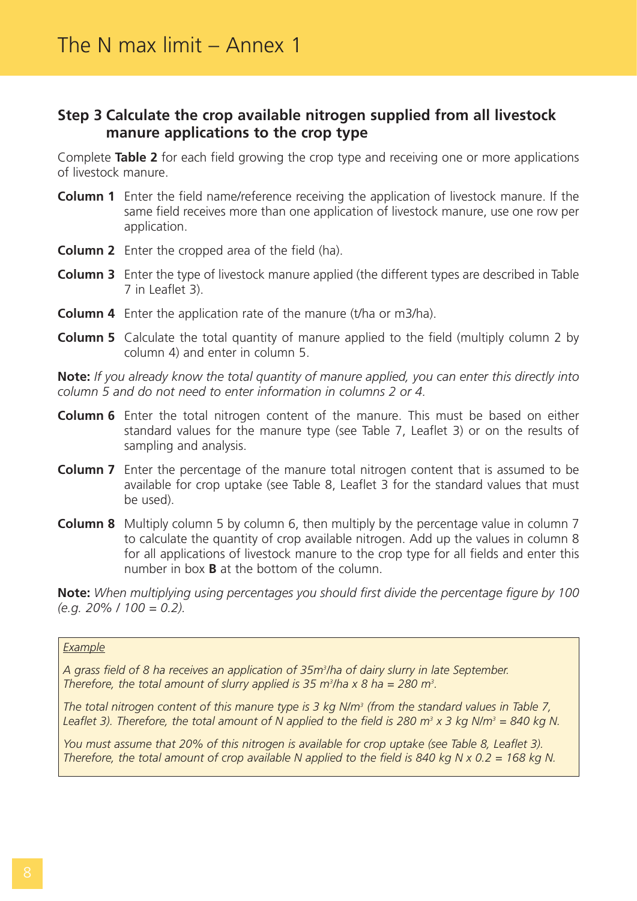## Step 3 Calculate the crop available nitrogen supplied from all livestock manure applications to the crop type

Complete **Table 2** for each field growing the crop type and receiving one or more applications of livestock manure.

**Column 1** Enter the field name/reference receiving the application of livestock manure. If the same field receives more than one application of livestock manure, use one row per application.

**Column 2** Enter the cropped area of the field (ha).

**Column 3** Enter the type of livestock manure applied (the different types are described in Table 7 in Leaflet 3).

**Column 4** Enter the application rate of the manure (t/ha or m3/ha).

**Column 5** Calculate the total quantity of manure applied to the field (multiply column 2 by column 4) and enter in column 5.

**Note:** *If you already know the total quantity of manure applied, you can enter this directly into column 5 and do not need to enter information in columns 2 or 4.*

**Column 6** Enter the total nitrogen content of the manure. This must be based on either standard values for the manure type (see Table 7, Leaflet 3) or on the results of sampling and analysis.

**Column 7** Enter the percentage of the manure total nitrogen content that is assumed to be available for crop uptake (see Table 8, Leaflet 3 for the standard values that must be used).

**Column 8** Multiply column 5 by column 6, then multiply by the percentage value in column 7 to calculate the quantity of crop available nitrogen. Add up the values in column 8 for all applications of livestock manure to the crop type for all fields and enter this number in box **B** at the bottom of the column.

**Note:** *When multiplying using percentages you should first divide the percentage figure by 100 (e.g. 20% / 100 = 0.2).*

> <u>*Example*</u>
>
> *A grass field of 8 ha receives an application of 35m$^3$/ha of dairy slurry in late September. Therefore, the total amount of slurry applied is 35 m$^3$/ha x 8 ha = 280 m$^3$.*
>
> *The total nitrogen content of this manure type is 3 kg N/m$^3$ (from the standard values in Table 7, Leaflet 3). Therefore, the total amount of N applied to the field is 280 m$^3$ x 3 kg N/m$^3$ = 840 kg N.*
>
> *You must assume that 20% of this nitrogen is available for crop uptake (see Table 8, Leaflet 3). Therefore, the total amount of crop available N applied to the field is 840 kg N x 0.2 = 168 kg N.*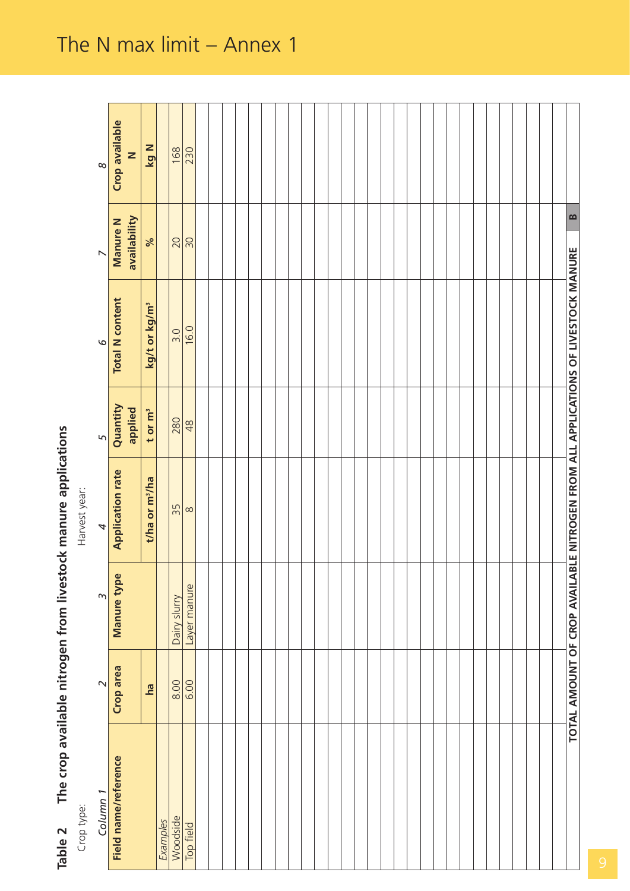# The N max limit – Annex 1

**Table 2 The crop available nitrogen from livestock manure applications**

Crop type: Harvest year:

| *Column 1* | 2 | 3 | 4 | 5 | 6 | 7 | 8 |
|---|---|---|---|---|---|---|---|
| **Field name/reference** | **Crop area** | **Manure type** | **Application rate** | **Quantity applied** | **Total N content** | **Manure N availability** | **Crop available N** |
| | **ha** | | **t/ha or m³/ha** | **t or m³** | **kg/t or kg/m³** | **%** | **kg N** |
| *Examples* | | | | | | | |
| Woodside | 8.00 | Dairy slurry | 35 | 280 | 3.0 | 20 | 168 |
| Top field | 6.00 | Layer manure | 8 | 48 | 16.0 | 30 | 230 |
| | | | | | | | |
| | | | | | | | |
| | | | | | | | |
| | | | | | | | |
| | | | | | | | |
| | | | | | | | |
| | | | | | | | |
| | | | | | | | |
| | | | | | | | |
| | | | | | | | |
| | | | | | | | |
| | | | | | | | |
| | | | | | | | |
| | | | | | | | |
| | | | | | | | |
| | | | | | | | |
| | | | | | | | |
| | | | | | | | |
| | | | | | | | |
| | | | | | | | |
| | | | | | | | |
| | | | | | | | |
| | | | | | | | |
| | | | | | | | |
| | | | | | | | |
| | | | | | | | |
| | | | | | | | |
| **TOTAL AMOUNT OF CROP AVAILABLE NITROGEN FROM ALL APPLICATIONS OF LIVESTOCK MANURE** | | | | | | **B** | |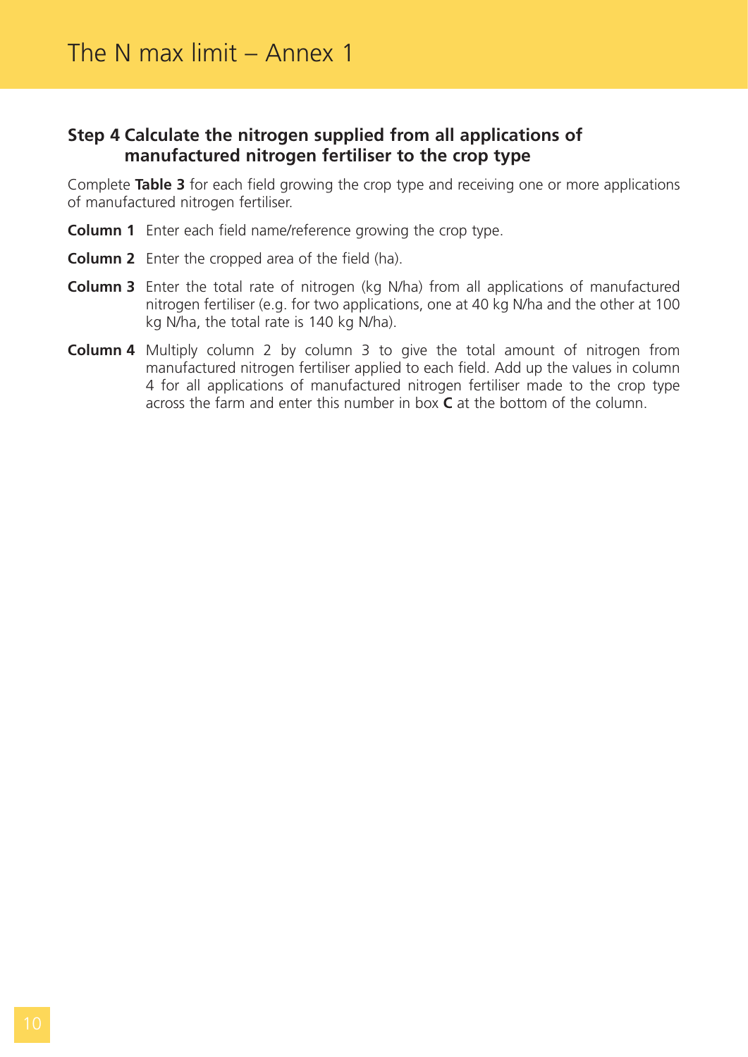## Step 4 Calculate the nitrogen supplied from all applications of manufactured nitrogen fertiliser to the crop type

Complete **Table 3** for each field growing the crop type and receiving one or more applications of manufactured nitrogen fertiliser.

**Column 1** Enter each field name/reference growing the crop type.

**Column 2** Enter the cropped area of the field (ha).

**Column 3** Enter the total rate of nitrogen (kg N/ha) from all applications of manufactured nitrogen fertiliser (e.g. for two applications, one at 40 kg N/ha and the other at 100 kg N/ha, the total rate is 140 kg N/ha).

**Column 4** Multiply column 2 by column 3 to give the total amount of nitrogen from manufactured nitrogen fertiliser applied to each field. Add up the values in column 4 for all applications of manufactured nitrogen fertiliser made to the crop type across the farm and enter this number in box **C** at the bottom of the column.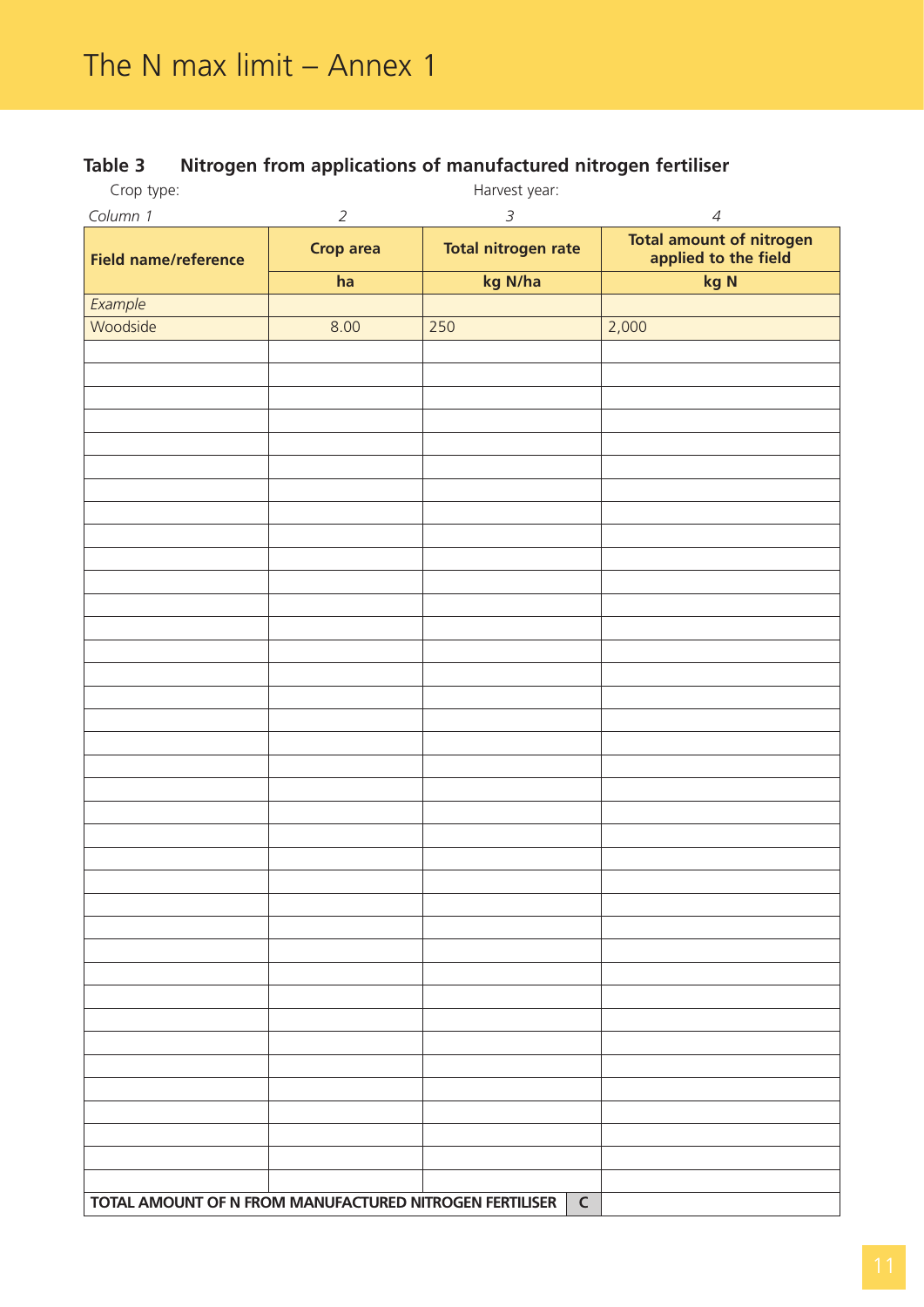# The N max limit – Annex 1

## Table 3 Nitrogen from applications of manufactured nitrogen fertiliser

Crop type: Harvest year:

| *Column 1* | *2* | *3* | *4* |
|---|---|---|---|
| **Field name/reference** | **Crop area** | **Total nitrogen rate** | **Total amount of nitrogen applied to the field** |
| | **ha** | **kg N/ha** | **kg N** |
| *Example* | | | |
| Woodside | 8.00 | 250 | 2,000 |
| | | | |
| | | | |
| | | | |
| | | | |
| | | | |
| | | | |
| | | | |
| | | | |
| | | | |
| | | | |
| | | | |
| | | | |
| | | | |
| | | | |
| | | | |
| | | | |
| | | | |
| | | | |
| | | | |
| | | | |
| | | | |
| | | | |
| | | | |
| | | | |
| | | | |
| | | | |
| | | | |
| | | | |
| | | | |
| | | | |
| | | | |
| | | | |
| | | | |
| | | | |
| | | | |
| | | | |
| | | | |
| **TOTAL AMOUNT OF N FROM MANUFACTURED NITROGEN FERTILISER** | | **C** | |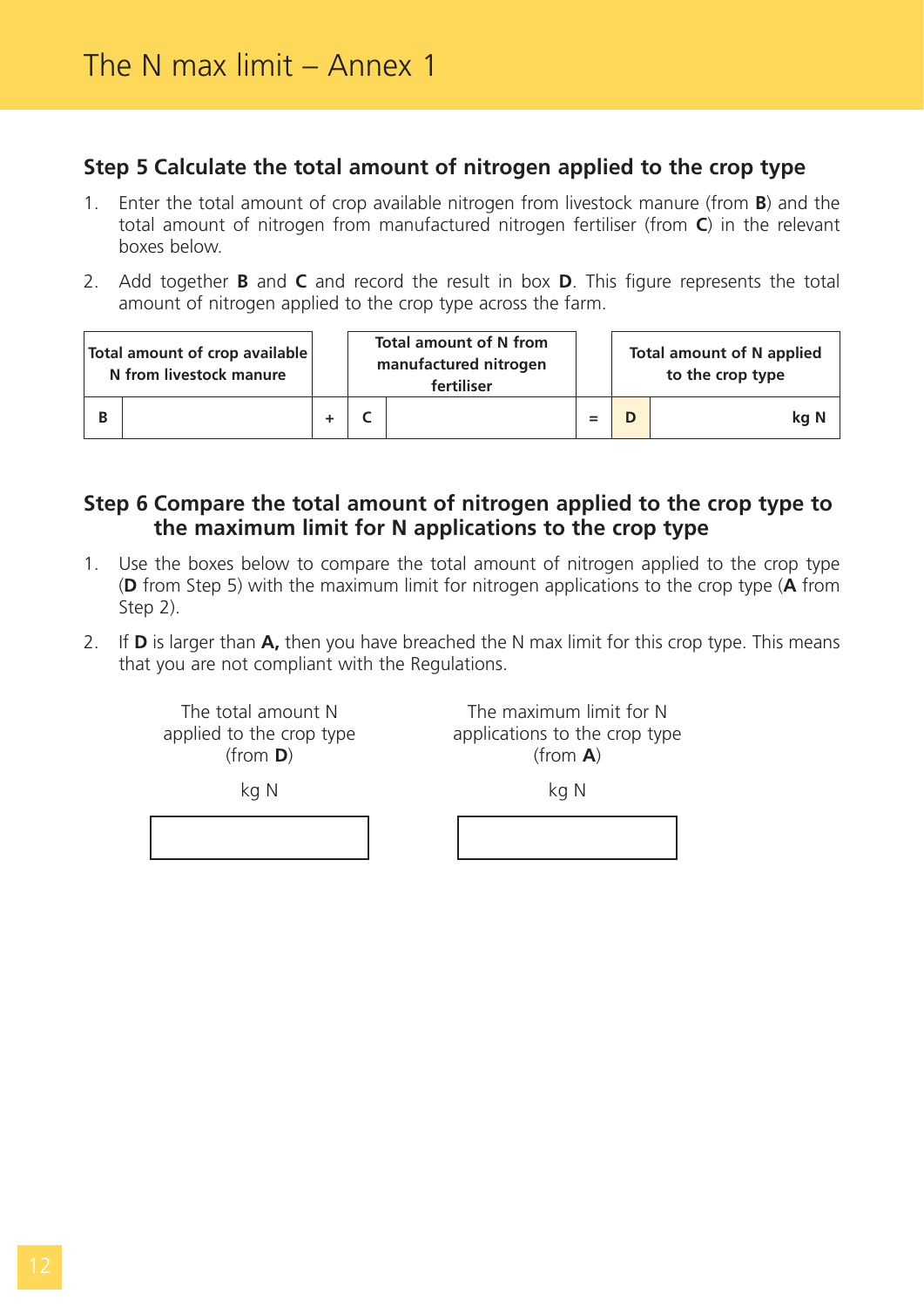## The N max limit – Annex 1

### Step 5 Calculate the total amount of nitrogen applied to the crop type

1. Enter the total amount of crop available nitrogen from livestock manure (from **B**) and the total amount of nitrogen from manufactured nitrogen fertiliser (from **C**) in the relevant boxes below.

2. Add together **B** and **C** and record the result in box **D**. This figure represents the total amount of nitrogen applied to the crop type across the farm.

| Total amount of crop available N from livestock manure | | | Total amount of N from manufactured nitrogen fertiliser | | | Total amount of N applied to the crop type | |
|---|---|---|---|---|---|---|---|
| B | | + | C | | = | D | kg N |

### Step 6 Compare the total amount of nitrogen applied to the crop type to the maximum limit for N applications to the crop type

1. Use the boxes below to compare the total amount of nitrogen applied to the crop type (**D** from Step 5) with the maximum limit for nitrogen applications to the crop type (**A** from Step 2).

2. If **D** is larger than **A,** then you have breached the N max limit for this crop type. This means that you are not compliant with the Regulations.

| The total amount N applied to the crop type (from **D**) kg N | The maximum limit for N applications to the crop type (from **A**) kg N |
|---|---|
| | |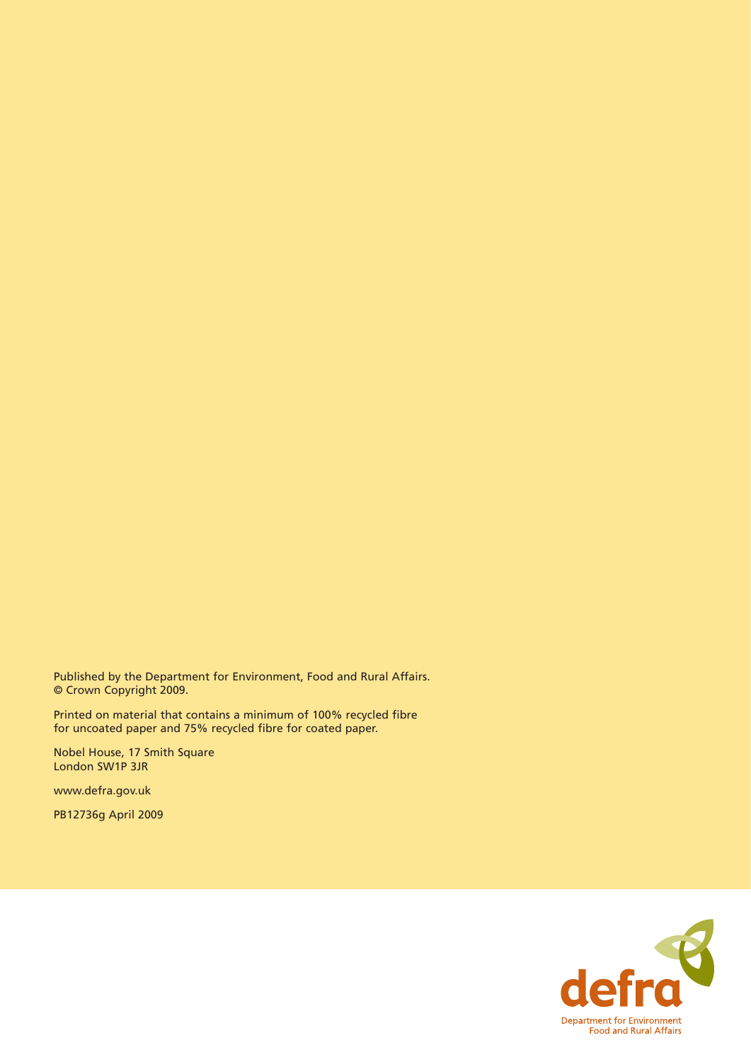Published by the Department for Environment, Food and Rural Affairs.
© Crown Copyright 2009.

Printed on material that contains a minimum of 100% recycled fibre for uncoated paper and 75% recycled fibre for coated paper.

Nobel House, 17 Smith Square
London SW1P 3JR

www.defra.gov.uk

PB12736g April 2009

defra

Department for Environment
Food and Rural Affairs